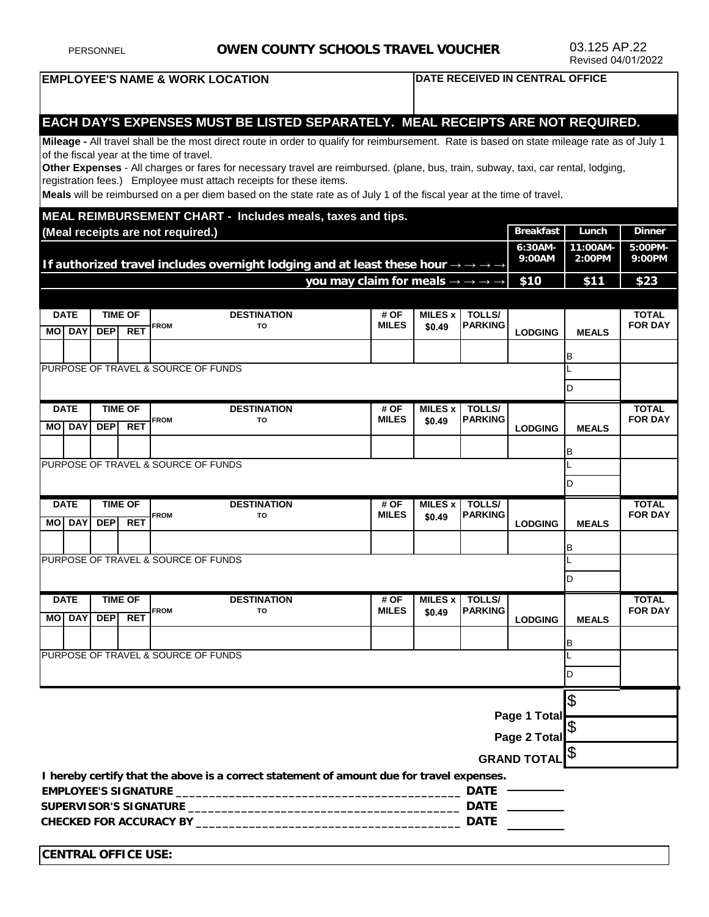PERSONNEL

# OWEN COUNTY SCHOOLS TRAVEL VOUCHER

03.125 AP.22
Revised 04/01/2022

| EMPLOYEE'S NAME & WORK LOCATION | DATE RECEIVED IN CENTRAL OFFICE |
|---|---|
| | |

**EACH DAY'S EXPENSES MUST BE LISTED SEPARATELY. MEAL RECEIPTS ARE NOT REQUIRED.**

**Mileage -** All travel shall be the most direct route in order to qualify for reimbursement. Rate is based on state mileage rate as of July 1 of the fiscal year at the time of travel.

**Other Expenses** - All charges or fares for necessary travel are reimbursed. (plane, bus, train, subway, taxi, car rental, lodging, registration fees.) Employee must attach receipts for these items.

**Meals** will be reimbursed on a per diem based on the state rate as of July 1 of the fiscal year at the time of travel.

**MEAL REIMBURSEMENT CHART - Includes meals, taxes and tips. (Meal receipts are not required.)**

| | Breakfast | Lunch | Dinner |
|---|---|---|---|
| If authorized travel includes overnight lodging and at least these hour → → → → | 6:30AM-9:00AM | 11:00AM-2:00PM | 5:00PM-9:00PM |
| you may claim for meals → → → → | $10 | $11 | $23 |

| DATE MO | DATE DAY | TIME OF DEP | TIME OF RET | DESTINATION FROM / TO | # OF MILES | MILES x $0.49 | TOLLS/ PARKING | LODGING | MEALS | TOTAL FOR DAY |
|---|---|---|---|---|---|---|---|---|---|---|
| | | | | | | | | | B | |
| PURPOSE OF TRAVEL & SOURCE OF FUNDS | | | | | | | | | L | |
| | | | | | | | | | D | |

| DATE MO | DATE DAY | TIME OF DEP | TIME OF RET | DESTINATION FROM / TO | # OF MILES | MILES x $0.49 | TOLLS/ PARKING | LODGING | MEALS | TOTAL FOR DAY |
|---|---|---|---|---|---|---|---|---|---|---|
| | | | | | | | | | B | |
| PURPOSE OF TRAVEL & SOURCE OF FUNDS | | | | | | | | | L | |
| | | | | | | | | | D | |

| DATE MO | DATE DAY | TIME OF DEP | TIME OF RET | DESTINATION FROM / TO | # OF MILES | MILES x $0.49 | TOLLS/ PARKING | LODGING | MEALS | TOTAL FOR DAY |
|---|---|---|---|---|---|---|---|---|---|---|
| | | | | | | | | | B | |
| PURPOSE OF TRAVEL & SOURCE OF FUNDS | | | | | | | | | L | |
| | | | | | | | | | D | |

| DATE MO | DATE DAY | TIME OF DEP | TIME OF RET | DESTINATION FROM / TO | # OF MILES | MILES x $0.49 | TOLLS/ PARKING | LODGING | MEALS | TOTAL FOR DAY |
|---|---|---|---|---|---|---|---|---|---|---|
| | | | | | | | | | B | |
| PURPOSE OF TRAVEL & SOURCE OF FUNDS | | | | | | | | | L | |
| | | | | | | | | | D | |

| | |
|---|---|
| **Page 1 Total** | $ |
| **Page 2 Total** | $ |
| **GRAND TOTAL** | $ |

**I hereby certify that the above is a correct statement of amount due for travel expenses.**

**EMPLOYEE'S SIGNATURE** ________________________________________ **DATE** ________

**SUPERVISOR'S SIGNATURE** ________________________________________ **DATE** ________

**CHECKED FOR ACCURACY BY** ________________________________________ **DATE** ________

**CENTRAL OFFICE USE:**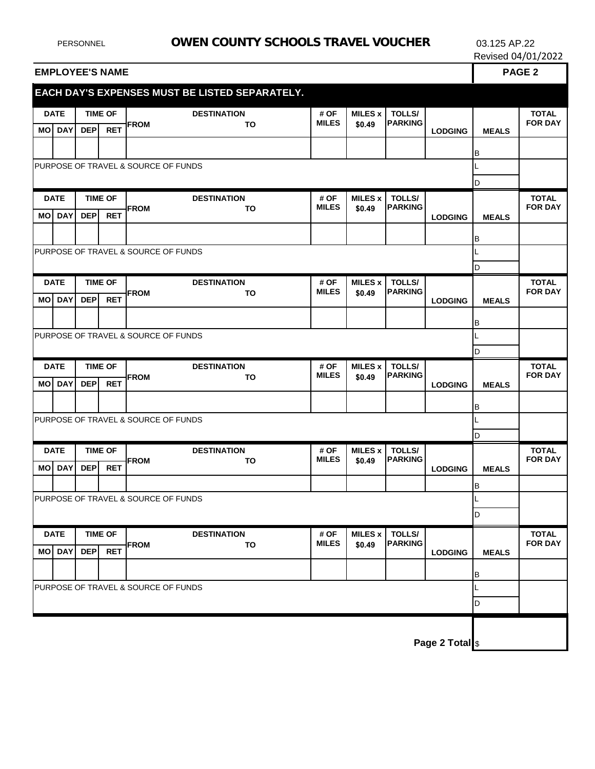PERSONNEL **OWEN COUNTY SCHOOLS TRAVEL VOUCHER** 03.125 AP.22
Revised 04/01/2022

**EMPLOYEE'S NAME** **PAGE 2**

**EACH DAY'S EXPENSES MUST BE LISTED SEPARATELY.**

| DATE | | TIME OF | | DESTINATION | | # OF MILES | MILES x $0.49 | TOLLS/ PARKING | LODGING | MEALS | TOTAL FOR DAY |
|---|---|---|---|---|---|---|---|---|---|---|---|
| MO | DAY | DEP | RET | FROM | TO | | | | | | |
| | | | | | | | | | | B | |
| PURPOSE OF TRAVEL & SOURCE OF FUNDS | | | | | | | | | | L | |
| | | | | | | | | | | D | |

| DATE | | TIME OF | | DESTINATION | | # OF MILES | MILES x $0.49 | TOLLS/ PARKING | LODGING | MEALS | TOTAL FOR DAY |
|---|---|---|---|---|---|---|---|---|---|---|---|
| MO | DAY | DEP | RET | FROM | TO | | | | | | |
| | | | | | | | | | | B | |
| PURPOSE OF TRAVEL & SOURCE OF FUNDS | | | | | | | | | | L | |
| | | | | | | | | | | D | |

| DATE | | TIME OF | | DESTINATION | | # OF MILES | MILES x $0.49 | TOLLS/ PARKING | LODGING | MEALS | TOTAL FOR DAY |
|---|---|---|---|---|---|---|---|---|---|---|---|
| MO | DAY | DEP | RET | FROM | TO | | | | | | |
| | | | | | | | | | | B | |
| PURPOSE OF TRAVEL & SOURCE OF FUNDS | | | | | | | | | | L | |
| | | | | | | | | | | D | |

| DATE | | TIME OF | | DESTINATION | | # OF MILES | MILES x $0.49 | TOLLS/ PARKING | LODGING | MEALS | TOTAL FOR DAY |
|---|---|---|---|---|---|---|---|---|---|---|---|
| MO | DAY | DEP | RET | FROM | TO | | | | | | |
| | | | | | | | | | | B | |
| PURPOSE OF TRAVEL & SOURCE OF FUNDS | | | | | | | | | | L | |
| | | | | | | | | | | D | |

| DATE | | TIME OF | | DESTINATION | | # OF MILES | MILES x $0.49 | TOLLS/ PARKING | LODGING | MEALS | TOTAL FOR DAY |
|---|---|---|---|---|---|---|---|---|---|---|---|
| MO | DAY | DEP | RET | FROM | TO | | | | | | |
| | | | | | | | | | | B | |
| PURPOSE OF TRAVEL & SOURCE OF FUNDS | | | | | | | | | | L | |
| | | | | | | | | | | D | |

| DATE | | TIME OF | | DESTINATION | | # OF MILES | MILES x $0.49 | TOLLS/ PARKING | LODGING | MEALS | TOTAL FOR DAY |
|---|---|---|---|---|---|---|---|---|---|---|---|
| MO | DAY | DEP | RET | FROM | TO | | | | | | |
| | | | | | | | | | | B | |
| PURPOSE OF TRAVEL & SOURCE OF FUNDS | | | | | | | | | | L | |
| | | | | | | | | | | D | |

**Page 2 Total** $